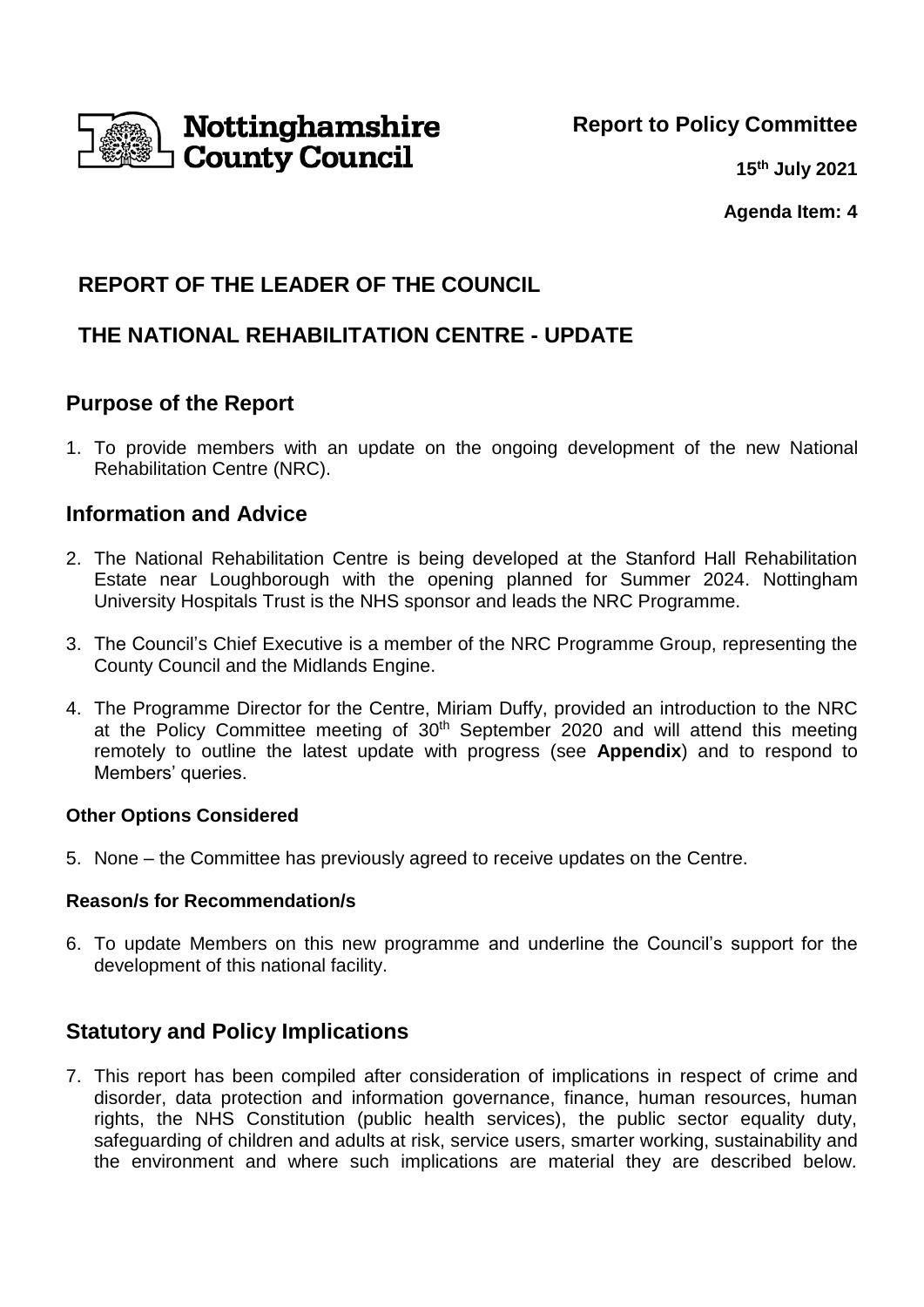Nottinghamshire County Council

**Report to Policy Committee**

**15th July 2021**

**Agenda Item: 4**

## REPORT OF THE LEADER OF THE COUNCIL

## THE NATIONAL REHABILITATION CENTRE - UPDATE

## Purpose of the Report

1. To provide members with an update on the ongoing development of the new National Rehabilitation Centre (NRC).

## Information and Advice

2. The National Rehabilitation Centre is being developed at the Stanford Hall Rehabilitation Estate near Loughborough with the opening planned for Summer 2024. Nottingham University Hospitals Trust is the NHS sponsor and leads the NRC Programme.

3. The Council's Chief Executive is a member of the NRC Programme Group, representing the County Council and the Midlands Engine.

4. The Programme Director for the Centre, Miriam Duffy, provided an introduction to the NRC at the Policy Committee meeting of 30th September 2020 and will attend this meeting remotely to outline the latest update with progress (see **Appendix**) and to respond to Members' queries.

### Other Options Considered

5. None – the Committee has previously agreed to receive updates on the Centre.

### Reason/s for Recommendation/s

6. To update Members on this new programme and underline the Council's support for the development of this national facility.

## Statutory and Policy Implications

7. This report has been compiled after consideration of implications in respect of crime and disorder, data protection and information governance, finance, human resources, human rights, the NHS Constitution (public health services), the public sector equality duty, safeguarding of children and adults at risk, service users, smarter working, sustainability and the environment and where such implications are material they are described below.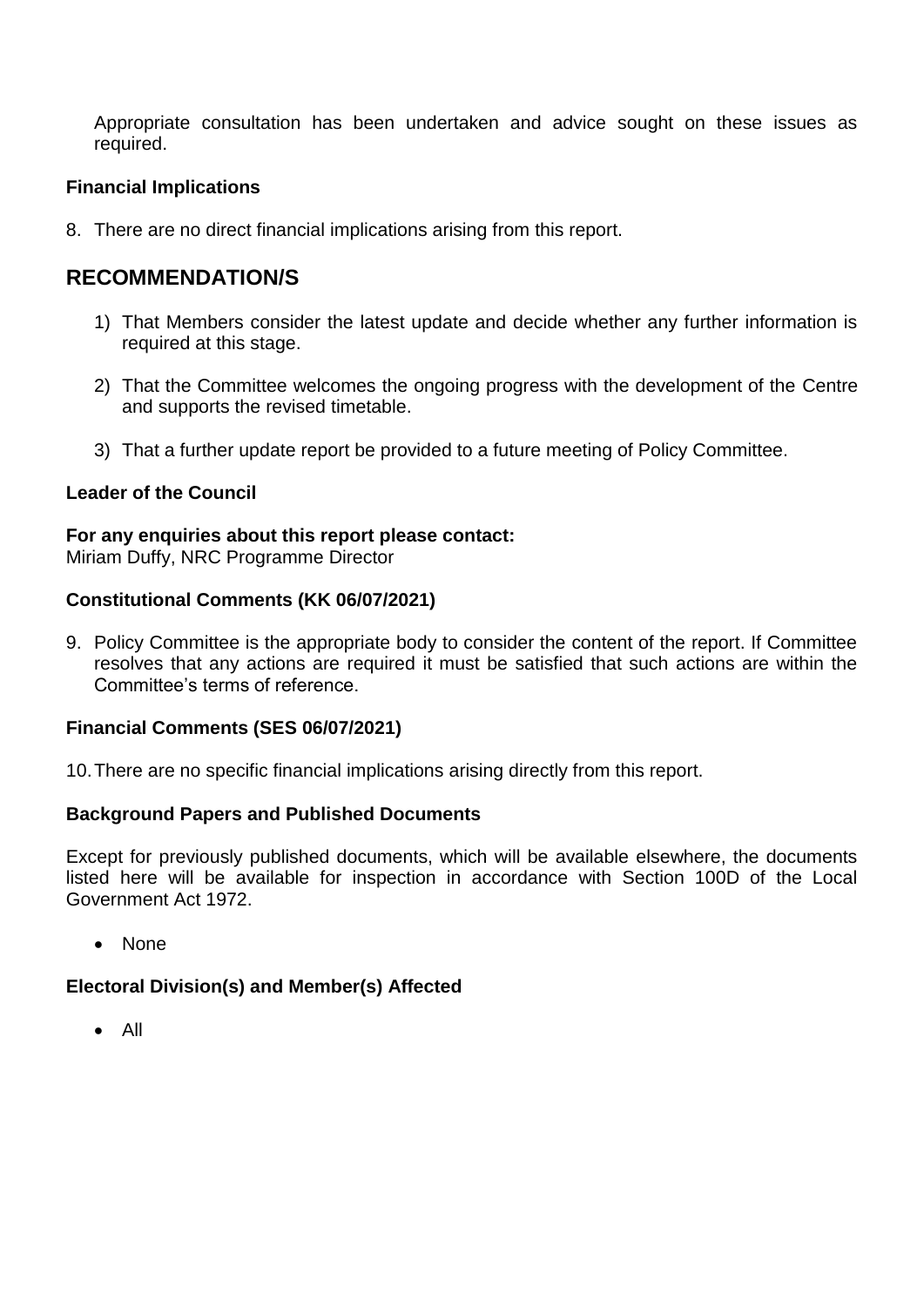Appropriate consultation has been undertaken and advice sought on these issues as required.

**Financial Implications**

8. There are no direct financial implications arising from this report.

## RECOMMENDATION/S

1) That Members consider the latest update and decide whether any further information is required at this stage.

2) That the Committee welcomes the ongoing progress with the development of the Centre and supports the revised timetable.

3) That a further update report be provided to a future meeting of Policy Committee.

**Leader of the Council**

**For any enquiries about this report please contact:**
Miriam Duffy, NRC Programme Director

**Constitutional Comments (KK 06/07/2021)**

9. Policy Committee is the appropriate body to consider the content of the report. If Committee resolves that any actions are required it must be satisfied that such actions are within the Committee's terms of reference.

**Financial Comments (SES 06/07/2021)**

10. There are no specific financial implications arising directly from this report.

**Background Papers and Published Documents**

Except for previously published documents, which will be available elsewhere, the documents listed here will be available for inspection in accordance with Section 100D of the Local Government Act 1972.

- None

**Electoral Division(s) and Member(s) Affected**

- All